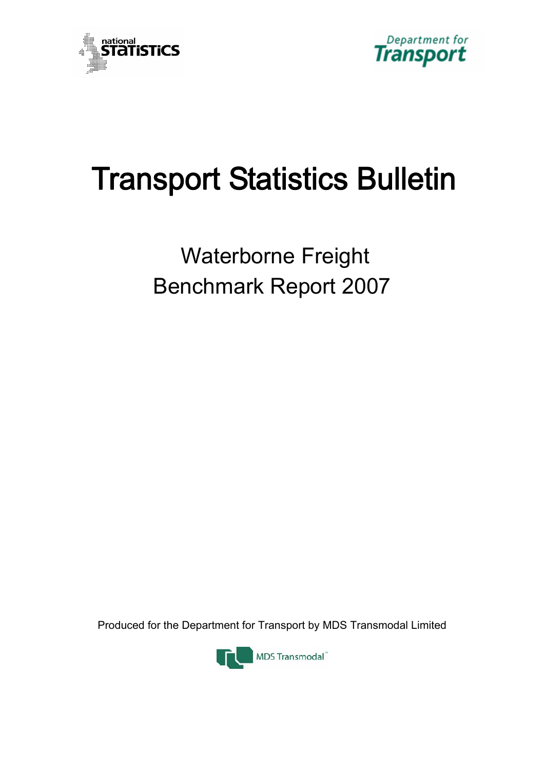national STATISTICS

Department for Transport

# Transport Statistics Bulletin

## Waterborne Freight
## Benchmark Report 2007

Produced for the Department for Transport by MDS Transmodal Limited

MDS Transmodal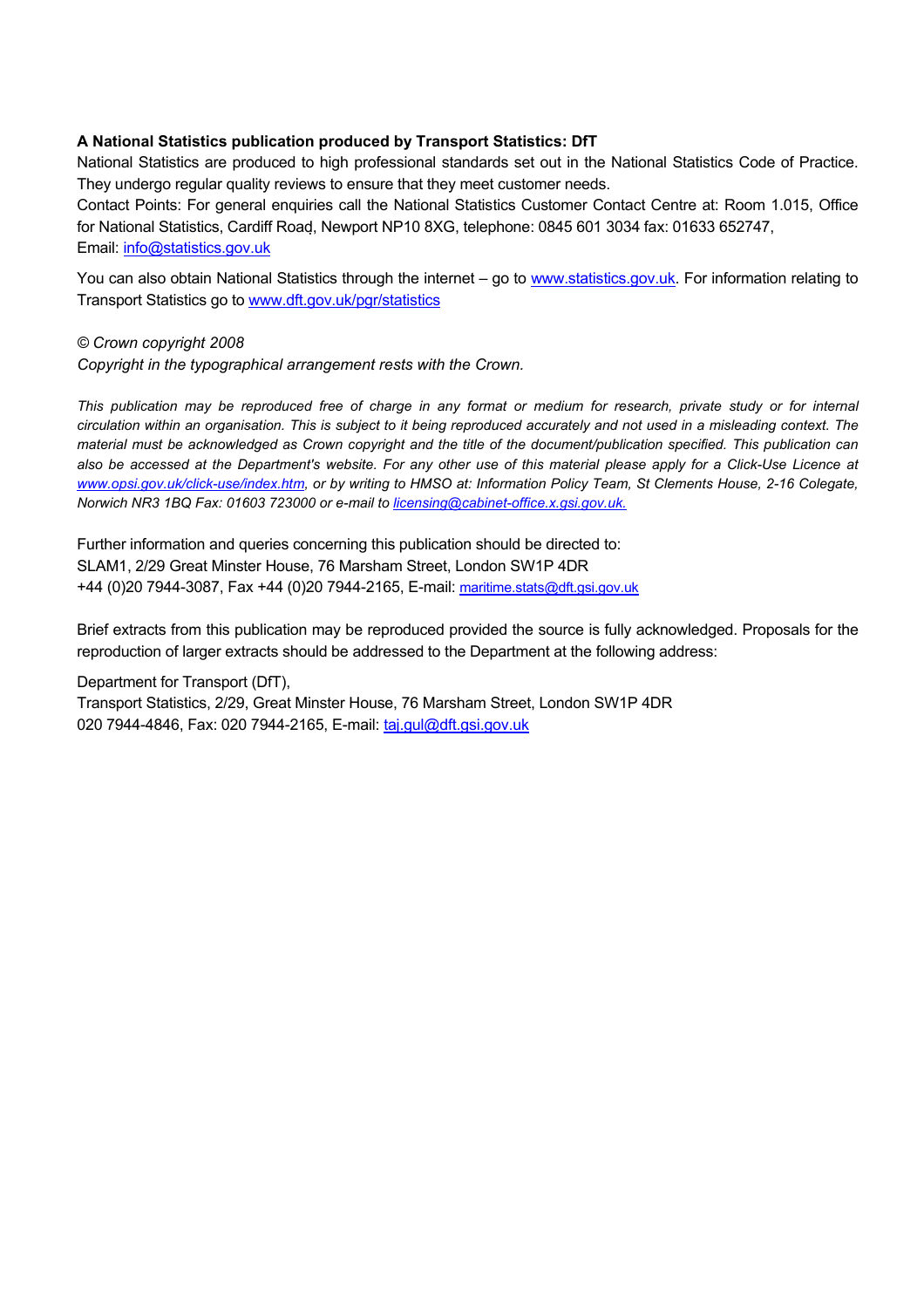**A National Statistics publication produced by Transport Statistics: DfT**

National Statistics are produced to high professional standards set out in the National Statistics Code of Practice. They undergo regular quality reviews to ensure that they meet customer needs.

Contact Points: For general enquiries call the National Statistics Customer Contact Centre at: Room 1.015, Office for National Statistics, Cardiff Road, Newport NP10 8XG, telephone: 0845 601 3034 fax: 01633 652747,

Email: info@statistics.gov.uk

You can also obtain National Statistics through the internet – go to www.statistics.gov.uk. For information relating to Transport Statistics go to www.dft.gov.uk/pgr/statistics

*© Crown copyright 2008*

*Copyright in the typographical arrangement rests with the Crown.*

*This publication may be reproduced free of charge in any format or medium for research, private study or for internal circulation within an organisation. This is subject to it being reproduced accurately and not used in a misleading context. The material must be acknowledged as Crown copyright and the title of the document/publication specified. This publication can also be accessed at the Department's website. For any other use of this material please apply for a Click-Use Licence at www.opsi.gov.uk/click-use/index.htm, or by writing to HMSO at: Information Policy Team, St Clements House, 2-16 Colegate, Norwich NR3 1BQ Fax: 01603 723000 or e-mail to licensing@cabinet-office.x.gsi.gov.uk.*

Further information and queries concerning this publication should be directed to:

SLAM1, 2/29 Great Minster House, 76 Marsham Street, London SW1P 4DR

+44 (0)20 7944-3087, Fax +44 (0)20 7944-2165, E-mail: maritime.stats@dft.gsi.gov.uk

Brief extracts from this publication may be reproduced provided the source is fully acknowledged. Proposals for the reproduction of larger extracts should be addressed to the Department at the following address:

Department for Transport (DfT),

Transport Statistics, 2/29, Great Minster House, 76 Marsham Street, London SW1P 4DR

020 7944-4846, Fax: 020 7944-2165, E-mail: taj.gul@dft.gsi.gov.uk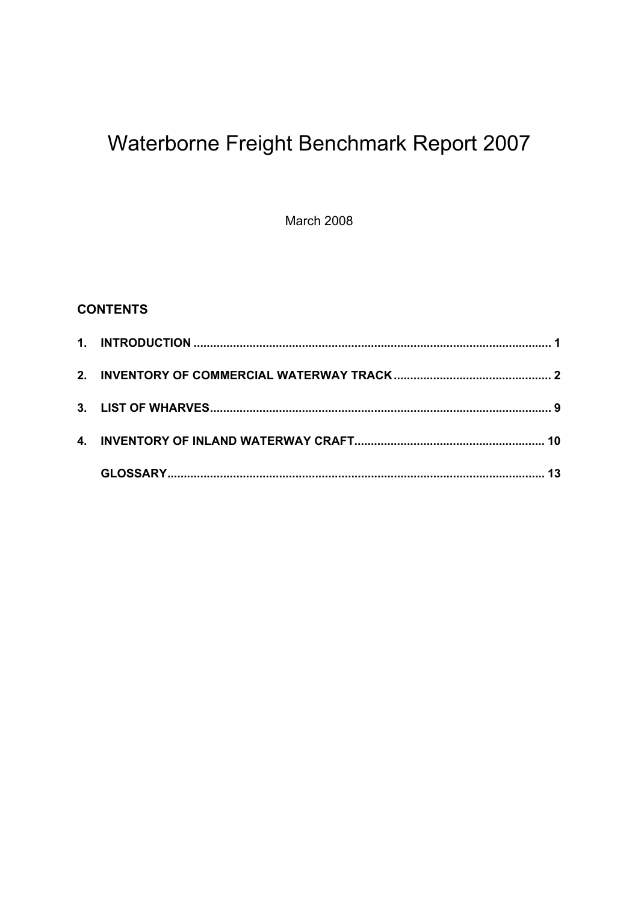# Waterborne Freight Benchmark Report 2007

March 2008

## CONTENTS

1. INTRODUCTION ........................................................................................................... 1
2. INVENTORY OF COMMERCIAL WATERWAY TRACK ................................................ 2
3. LIST OF WHARVES ....................................................................................................... 9
4. INVENTORY OF INLAND WATERWAY CRAFT ......................................................... 10

GLOSSARY ....................................................................................................................... 13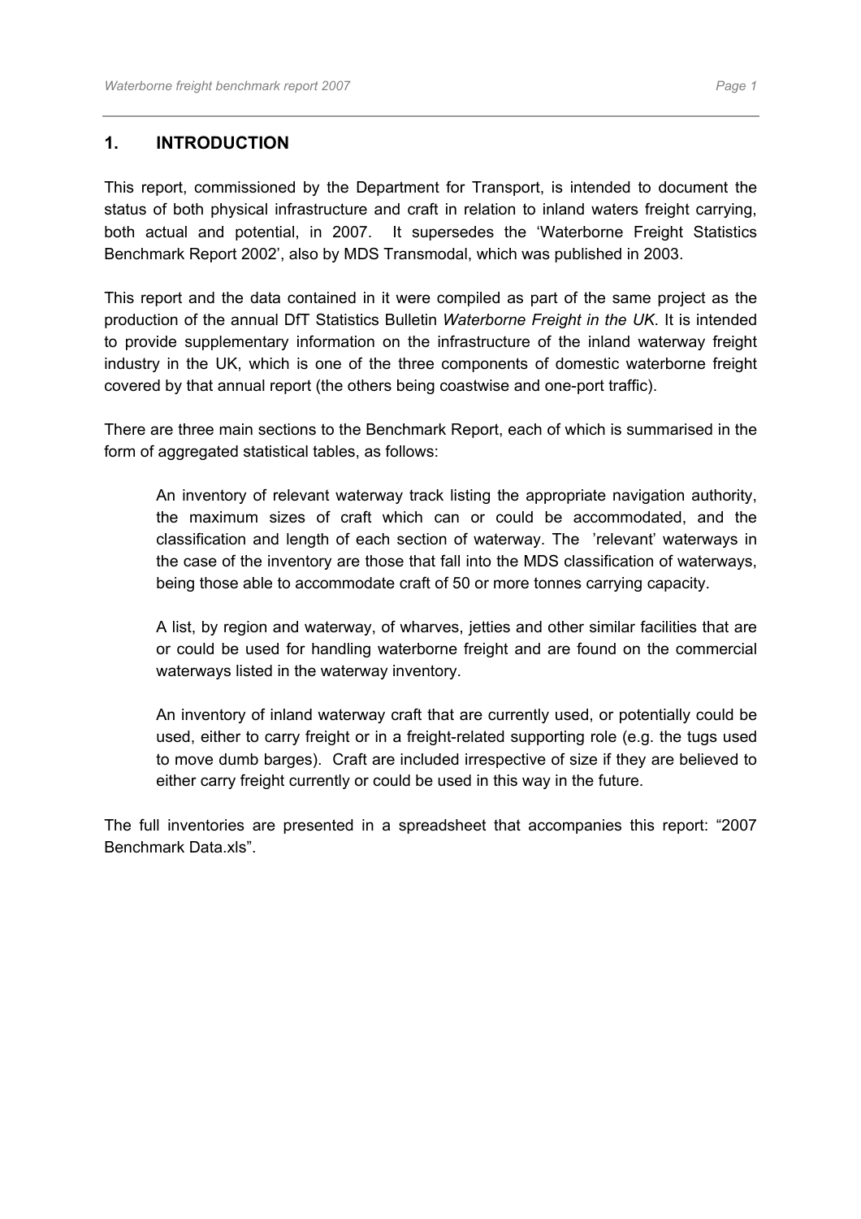## 1. INTRODUCTION

This report, commissioned by the Department for Transport, is intended to document the status of both physical infrastructure and craft in relation to inland waters freight carrying, both actual and potential, in 2007. It supersedes the 'Waterborne Freight Statistics Benchmark Report 2002', also by MDS Transmodal, which was published in 2003.

This report and the data contained in it were compiled as part of the same project as the production of the annual DfT Statistics Bulletin *Waterborne Freight in the UK*. It is intended to provide supplementary information on the infrastructure of the inland waterway freight industry in the UK, which is one of the three components of domestic waterborne freight covered by that annual report (the others being coastwise and one-port traffic).

There are three main sections to the Benchmark Report, each of which is summarised in the form of aggregated statistical tables, as follows:

> An inventory of relevant waterway track listing the appropriate navigation authority, the maximum sizes of craft which can or could be accommodated, and the classification and length of each section of waterway. The 'relevant' waterways in the case of the inventory are those that fall into the MDS classification of waterways, being those able to accommodate craft of 50 or more tonnes carrying capacity.
>
> A list, by region and waterway, of wharves, jetties and other similar facilities that are or could be used for handling waterborne freight and are found on the commercial waterways listed in the waterway inventory.
>
> An inventory of inland waterway craft that are currently used, or potentially could be used, either to carry freight or in a freight-related supporting role (e.g. the tugs used to move dumb barges). Craft are included irrespective of size if they are believed to either carry freight currently or could be used in this way in the future.

The full inventories are presented in a spreadsheet that accompanies this report: "2007 Benchmark Data.xls".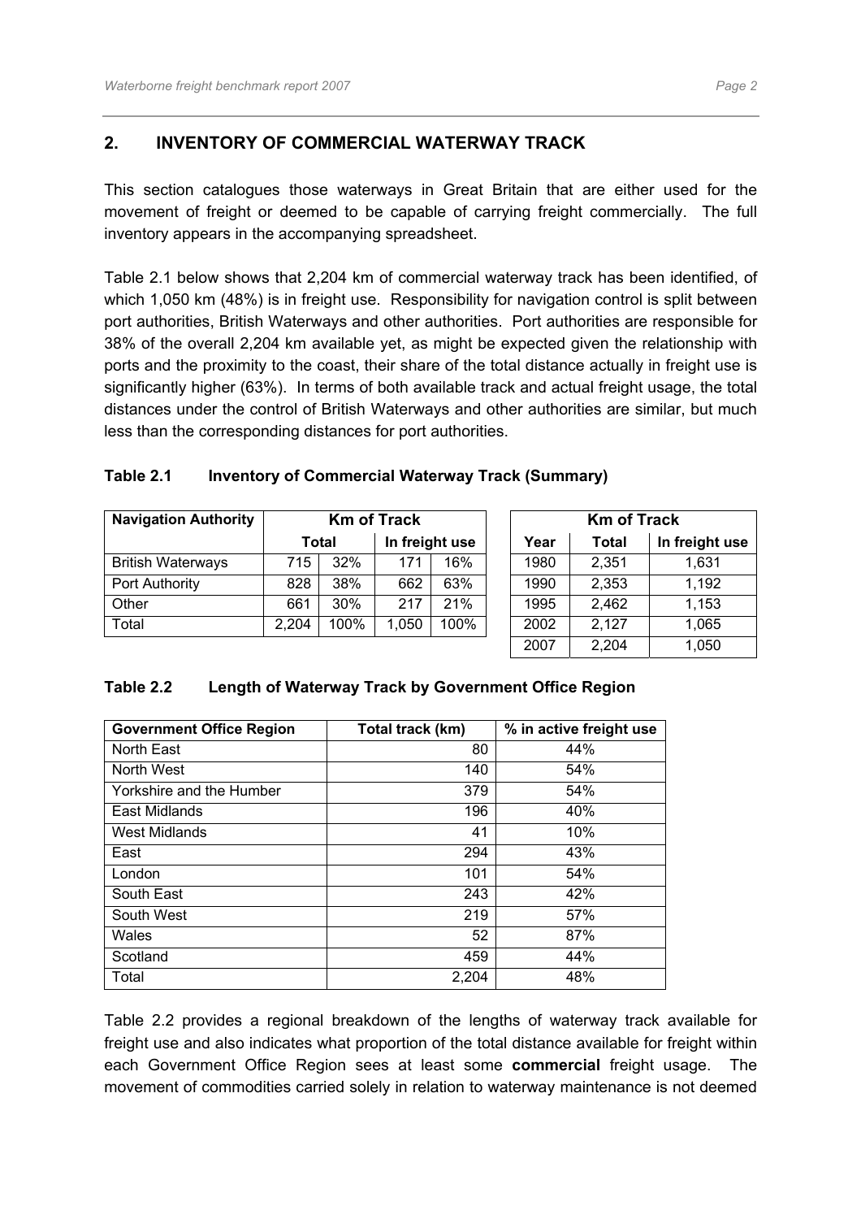## 2. INVENTORY OF COMMERCIAL WATERWAY TRACK

This section catalogues those waterways in Great Britain that are either used for the movement of freight or deemed to be capable of carrying freight commercially. The full inventory appears in the accompanying spreadsheet.

Table 2.1 below shows that 2,204 km of commercial waterway track has been identified, of which 1,050 km (48%) is in freight use. Responsibility for navigation control is split between port authorities, British Waterways and other authorities. Port authorities are responsible for 38% of the overall 2,204 km available yet, as might be expected given the relationship with ports and the proximity to the coast, their share of the total distance actually in freight use is significantly higher (63%). In terms of both available track and actual freight usage, the total distances under the control of British Waterways and other authorities are similar, but much less than the corresponding distances for port authorities.

### Table 2.1 Inventory of Commercial Waterway Track (Summary)

| Navigation Authority | Km of Track | | | |
|---|---|---|---|---|
| | Total | | In freight use | |
| British Waterways | 715 | 32% | 171 | 16% |
| Port Authority | 828 | 38% | 662 | 63% |
| Other | 661 | 30% | 217 | 21% |
| Total | 2,204 | 100% | 1,050 | 100% |

| Km of Track | | |
|---|---|---|
| Year | Total | In freight use |
| 1980 | 2,351 | 1,631 |
| 1990 | 2,353 | 1,192 |
| 1995 | 2,462 | 1,153 |
| 2002 | 2,127 | 1,065 |
| 2007 | 2,204 | 1,050 |

### Table 2.2 Length of Waterway Track by Government Office Region

| Government Office Region | Total track (km) | % in active freight use |
|---|---|---|
| North East | 80 | 44% |
| North West | 140 | 54% |
| Yorkshire and the Humber | 379 | 54% |
| East Midlands | 196 | 40% |
| West Midlands | 41 | 10% |
| East | 294 | 43% |
| London | 101 | 54% |
| South East | 243 | 42% |
| South West | 219 | 57% |
| Wales | 52 | 87% |
| Scotland | 459 | 44% |
| Total | 2,204 | 48% |

Table 2.2 provides a regional breakdown of the lengths of waterway track available for freight use and also indicates what proportion of the total distance available for freight within each Government Office Region sees at least some **commercial** freight usage. The movement of commodities carried solely in relation to waterway maintenance is not deemed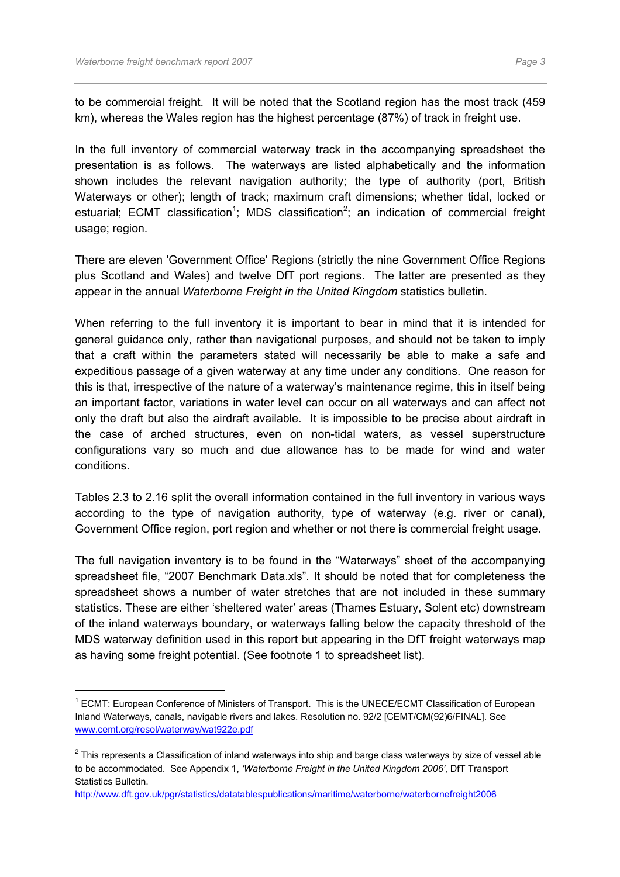to be commercial freight. It will be noted that the Scotland region has the most track (459 km), whereas the Wales region has the highest percentage (87%) of track in freight use.

In the full inventory of commercial waterway track in the accompanying spreadsheet the presentation is as follows. The waterways are listed alphabetically and the information shown includes the relevant navigation authority; the type of authority (port, British Waterways or other); length of track; maximum craft dimensions; whether tidal, locked or estuarial; ECMT classification[1]; MDS classification[2]; an indication of commercial freight usage; region.

There are eleven 'Government Office' Regions (strictly the nine Government Office Regions plus Scotland and Wales) and twelve DfT port regions. The latter are presented as they appear in the annual *Waterborne Freight in the United Kingdom* statistics bulletin.

When referring to the full inventory it is important to bear in mind that it is intended for general guidance only, rather than navigational purposes, and should not be taken to imply that a craft within the parameters stated will necessarily be able to make a safe and expeditious passage of a given waterway at any time under any conditions. One reason for this is that, irrespective of the nature of a waterway's maintenance regime, this in itself being an important factor, variations in water level can occur on all waterways and can affect not only the draft but also the airdraft available. It is impossible to be precise about airdraft in the case of arched structures, even on non-tidal waters, as vessel superstructure configurations vary so much and due allowance has to be made for wind and water conditions.

Tables 2.3 to 2.16 split the overall information contained in the full inventory in various ways according to the type of navigation authority, type of waterway (e.g. river or canal), Government Office region, port region and whether or not there is commercial freight usage.

The full navigation inventory is to be found in the "Waterways" sheet of the accompanying spreadsheet file, "2007 Benchmark Data.xls". It should be noted that for completeness the spreadsheet shows a number of water stretches that are not included in these summary statistics. These are either 'sheltered water' areas (Thames Estuary, Solent etc) downstream of the inland waterways boundary, or waterways falling below the capacity threshold of the MDS waterway definition used in this report but appearing in the DfT freight waterways map as having some freight potential. (See footnote 1 to spreadsheet list).

---

[1] ECMT: European Conference of Ministers of Transport. This is the UNECE/ECMT Classification of European Inland Waterways, canals, navigable rivers and lakes. Resolution no. 92/2 [CEMT/CM(92)6/FINAL]. See www.cemt.org/resol/waterway/wat922e.pdf

[2] This represents a Classification of inland waterways into ship and barge class waterways by size of vessel able to be accommodated. See Appendix 1, *'Waterborne Freight in the United Kingdom 2006'*, DfT Transport Statistics Bulletin. http://www.dft.gov.uk/pgr/statistics/datatablespublications/maritime/waterborne/waterbornefreight2006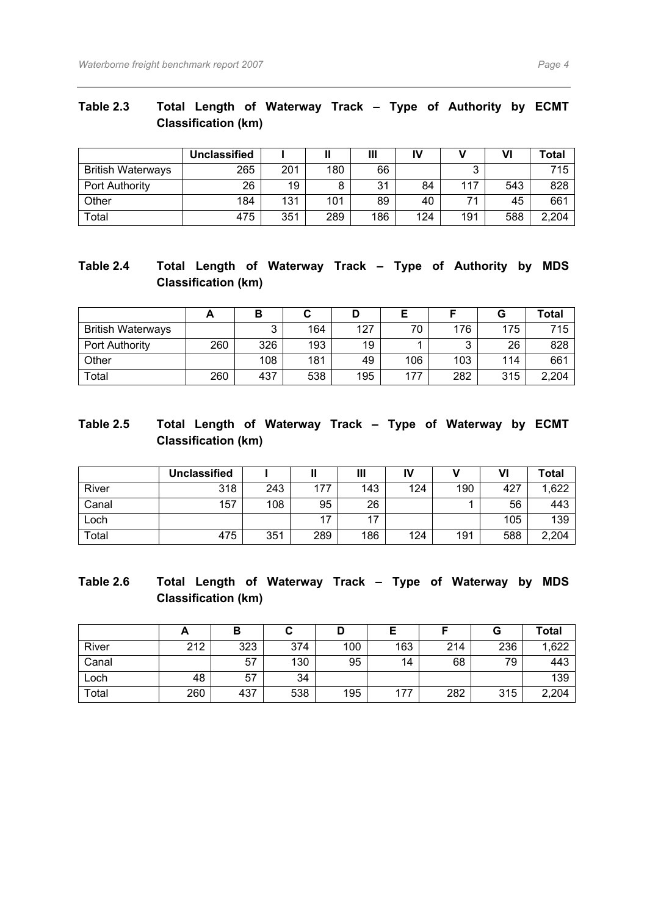**Table 2.3 Total Length of Waterway Track – Type of Authority by ECMT Classification (km)**

| | Unclassified | I | II | III | IV | V | VI | Total |
|---|---|---|---|---|---|---|---|---|
| British Waterways | 265 | 201 | 180 | 66 | | 3 | | 715 |
| Port Authority | 26 | 19 | 8 | 31 | 84 | 117 | 543 | 828 |
| Other | 184 | 131 | 101 | 89 | 40 | 71 | 45 | 661 |
| Total | 475 | 351 | 289 | 186 | 124 | 191 | 588 | 2,204 |

**Table 2.4 Total Length of Waterway Track – Type of Authority by MDS Classification (km)**

| | A | B | C | D | E | F | G | Total |
|---|---|---|---|---|---|---|---|---|
| British Waterways | | 3 | 164 | 127 | 70 | 176 | 175 | 715 |
| Port Authority | 260 | 326 | 193 | 19 | 1 | 3 | 26 | 828 |
| Other | | 108 | 181 | 49 | 106 | 103 | 114 | 661 |
| Total | 260 | 437 | 538 | 195 | 177 | 282 | 315 | 2,204 |

**Table 2.5 Total Length of Waterway Track – Type of Waterway by ECMT Classification (km)**

| | Unclassified | I | II | III | IV | V | VI | Total |
|---|---|---|---|---|---|---|---|---|
| River | 318 | 243 | 177 | 143 | 124 | 190 | 427 | 1,622 |
| Canal | 157 | 108 | 95 | 26 | | 1 | 56 | 443 |
| Loch | | | 17 | 17 | | | 105 | 139 |
| Total | 475 | 351 | 289 | 186 | 124 | 191 | 588 | 2,204 |

**Table 2.6 Total Length of Waterway Track – Type of Waterway by MDS Classification (km)**

| | A | B | C | D | E | F | G | Total |
|---|---|---|---|---|---|---|---|---|
| River | 212 | 323 | 374 | 100 | 163 | 214 | 236 | 1,622 |
| Canal | | 57 | 130 | 95 | 14 | 68 | 79 | 443 |
| Loch | 48 | 57 | 34 | | | | | 139 |
| Total | 260 | 437 | 538 | 195 | 177 | 282 | 315 | 2,204 |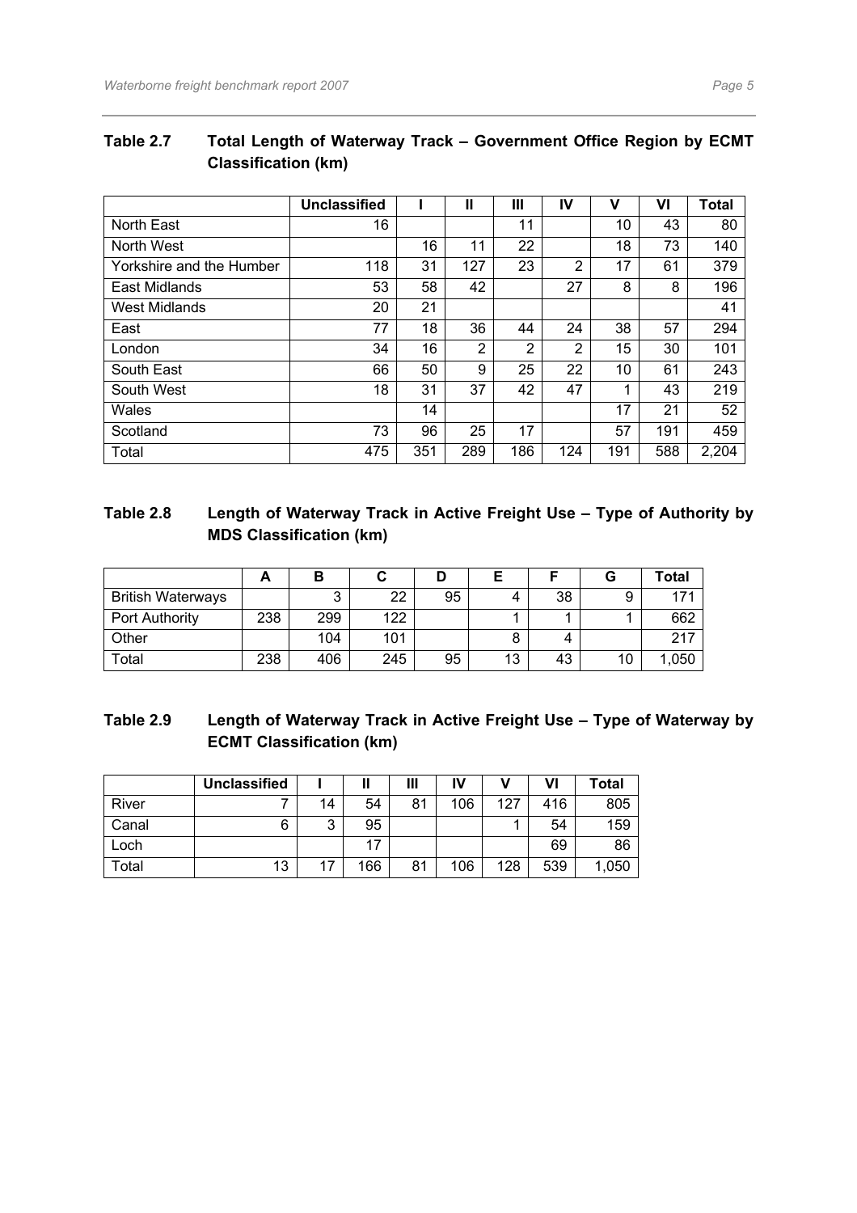**Table 2.7 Total Length of Waterway Track – Government Office Region by ECMT Classification (km)**

| | Unclassified | I | II | III | IV | V | VI | Total |
|---|---|---|---|---|---|---|---|---|
| North East | 16 | | | 11 | | 10 | 43 | 80 |
| North West | | 16 | 11 | 22 | | 18 | 73 | 140 |
| Yorkshire and the Humber | 118 | 31 | 127 | 23 | 2 | 17 | 61 | 379 |
| East Midlands | 53 | 58 | 42 | | 27 | 8 | 8 | 196 |
| West Midlands | 20 | 21 | | | | | | 41 |
| East | 77 | 18 | 36 | 44 | 24 | 38 | 57 | 294 |
| London | 34 | 16 | 2 | 2 | 2 | 15 | 30 | 101 |
| South East | 66 | 50 | 9 | 25 | 22 | 10 | 61 | 243 |
| South West | 18 | 31 | 37 | 42 | 47 | 1 | 43 | 219 |
| Wales | | 14 | | | | 17 | 21 | 52 |
| Scotland | 73 | 96 | 25 | 17 | | 57 | 191 | 459 |
| Total | 475 | 351 | 289 | 186 | 124 | 191 | 588 | 2,204 |

**Table 2.8 Length of Waterway Track in Active Freight Use – Type of Authority by MDS Classification (km)**

| | A | B | C | D | E | F | G | Total |
|---|---|---|---|---|---|---|---|---|
| British Waterways | | 3 | 22 | 95 | 4 | 38 | 9 | 171 |
| Port Authority | 238 | 299 | 122 | | 1 | 1 | 1 | 662 |
| Other | | 104 | 101 | | 8 | 4 | | 217 |
| Total | 238 | 406 | 245 | 95 | 13 | 43 | 10 | 1,050 |

**Table 2.9 Length of Waterway Track in Active Freight Use – Type of Waterway by ECMT Classification (km)**

| | Unclassified | I | II | III | IV | V | VI | Total |
|---|---|---|---|---|---|---|---|---|
| River | 7 | 14 | 54 | 81 | 106 | 127 | 416 | 805 |
| Canal | 6 | 3 | 95 | | | 1 | 54 | 159 |
| Loch | | | 17 | | | | 69 | 86 |
| Total | 13 | 17 | 166 | 81 | 106 | 128 | 539 | 1,050 |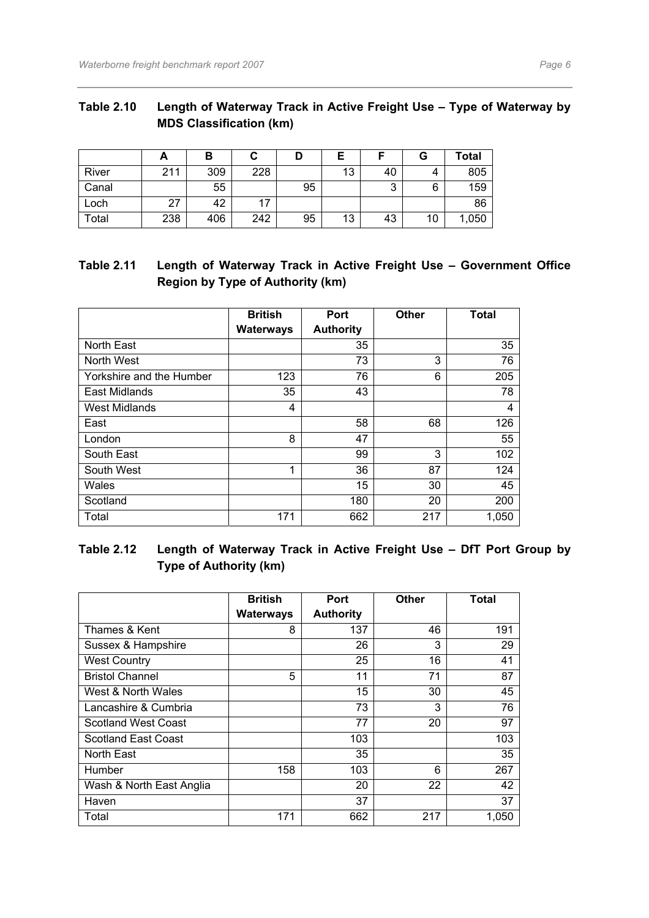**Table 2.10 Length of Waterway Track in Active Freight Use – Type of Waterway by MDS Classification (km)**

| | A | B | C | D | E | F | G | Total |
|---|---|---|---|---|---|---|---|---|
| River | 211 | 309 | 228 | | 13 | 40 | 4 | 805 |
| Canal | | 55 | | 95 | | 3 | 6 | 159 |
| Loch | 27 | 42 | 17 | | | | | 86 |
| Total | 238 | 406 | 242 | 95 | 13 | 43 | 10 | 1,050 |

**Table 2.11 Length of Waterway Track in Active Freight Use – Government Office Region by Type of Authority (km)**

| | British Waterways | Port Authority | Other | Total |
|---|---|---|---|---|
| North East | | 35 | | 35 |
| North West | | 73 | 3 | 76 |
| Yorkshire and the Humber | 123 | 76 | 6 | 205 |
| East Midlands | 35 | 43 | | 78 |
| West Midlands | 4 | | | 4 |
| East | | 58 | 68 | 126 |
| London | 8 | 47 | | 55 |
| South East | | 99 | 3 | 102 |
| South West | 1 | 36 | 87 | 124 |
| Wales | | 15 | 30 | 45 |
| Scotland | | 180 | 20 | 200 |
| Total | 171 | 662 | 217 | 1,050 |

**Table 2.12 Length of Waterway Track in Active Freight Use – DfT Port Group by Type of Authority (km)**

| | British Waterways | Port Authority | Other | Total |
|---|---|---|---|---|
| Thames & Kent | 8 | 137 | 46 | 191 |
| Sussex & Hampshire | | 26 | 3 | 29 |
| West Country | | 25 | 16 | 41 |
| Bristol Channel | 5 | 11 | 71 | 87 |
| West & North Wales | | 15 | 30 | 45 |
| Lancashire & Cumbria | | 73 | 3 | 76 |
| Scotland West Coast | | 77 | 20 | 97 |
| Scotland East Coast | | 103 | | 103 |
| North East | | 35 | | 35 |
| Humber | 158 | 103 | 6 | 267 |
| Wash & North East Anglia | | 20 | 22 | 42 |
| Haven | | 37 | | 37 |
| Total | 171 | 662 | 217 | 1,050 |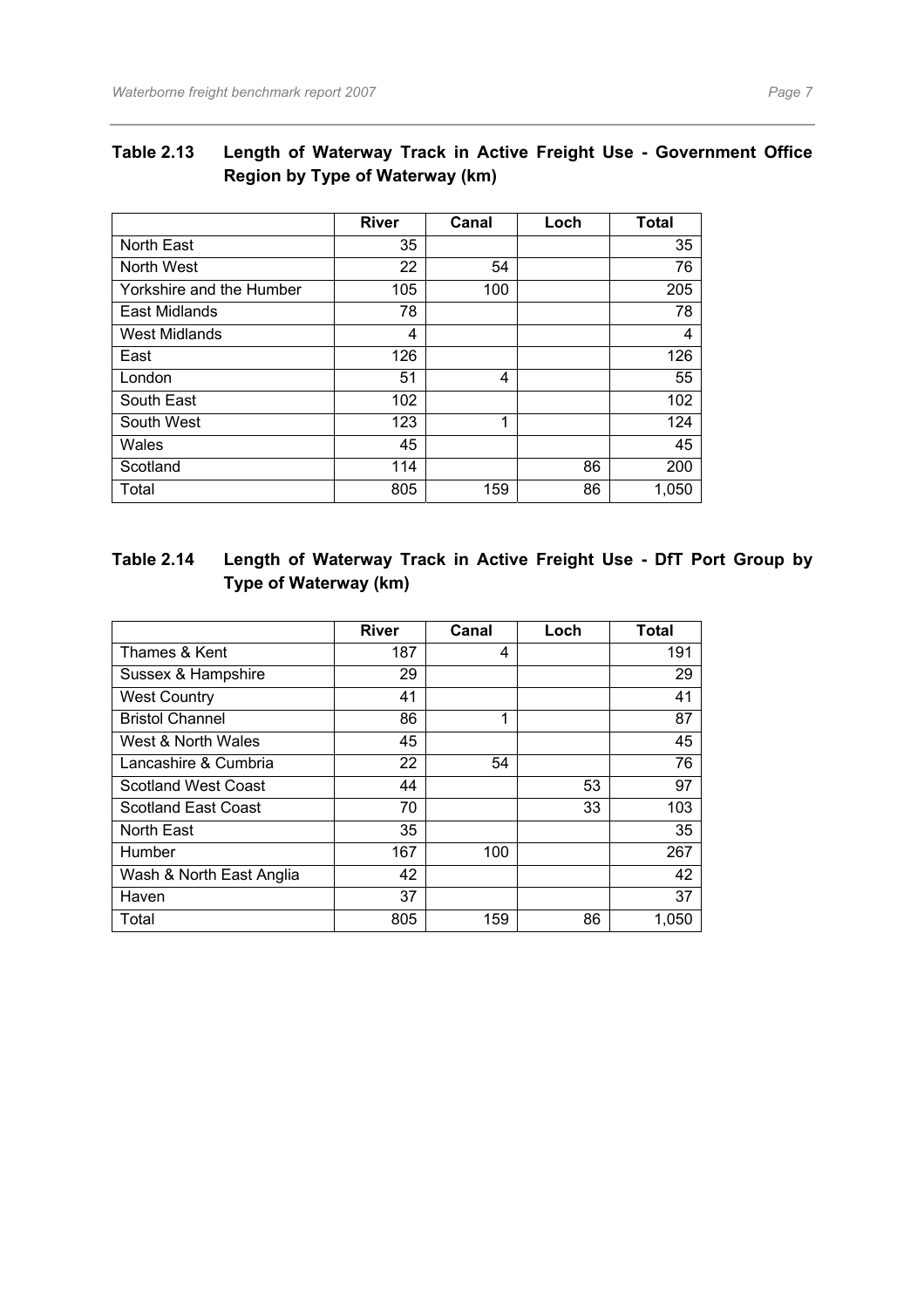**Table 2.13 Length of Waterway Track in Active Freight Use - Government Office Region by Type of Waterway (km)**

| | River | Canal | Loch | Total |
|---|---|---|---|---|
| North East | 35 | | | 35 |
| North West | 22 | 54 | | 76 |
| Yorkshire and the Humber | 105 | 100 | | 205 |
| East Midlands | 78 | | | 78 |
| West Midlands | 4 | | | 4 |
| East | 126 | | | 126 |
| London | 51 | 4 | | 55 |
| South East | 102 | | | 102 |
| South West | 123 | 1 | | 124 |
| Wales | 45 | | | 45 |
| Scotland | 114 | | 86 | 200 |
| Total | 805 | 159 | 86 | 1,050 |

**Table 2.14 Length of Waterway Track in Active Freight Use - DfT Port Group by Type of Waterway (km)**

| | River | Canal | Loch | Total |
|---|---|---|---|---|
| Thames & Kent | 187 | 4 | | 191 |
| Sussex & Hampshire | 29 | | | 29 |
| West Country | 41 | | | 41 |
| Bristol Channel | 86 | 1 | | 87 |
| West & North Wales | 45 | | | 45 |
| Lancashire & Cumbria | 22 | 54 | | 76 |
| Scotland West Coast | 44 | | 53 | 97 |
| Scotland East Coast | 70 | | 33 | 103 |
| North East | 35 | | | 35 |
| Humber | 167 | 100 | | 267 |
| Wash & North East Anglia | 42 | | | 42 |
| Haven | 37 | | | 37 |
| Total | 805 | 159 | 86 | 1,050 |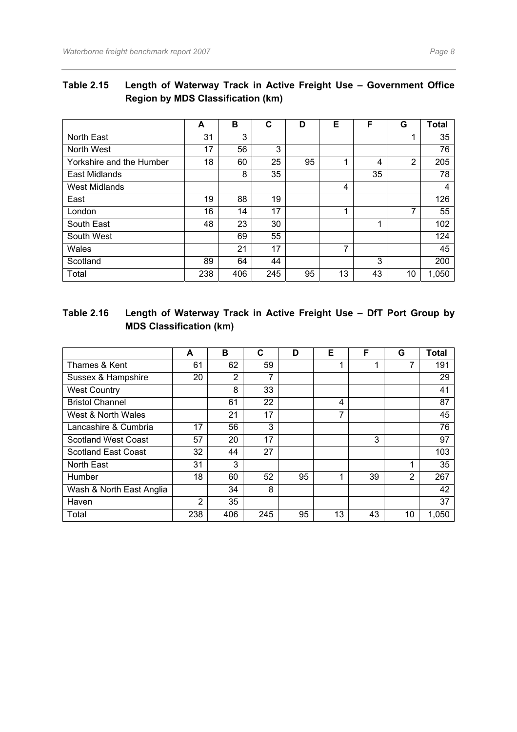**Table 2.15 Length of Waterway Track in Active Freight Use – Government Office Region by MDS Classification (km)**

| | A | B | C | D | E | F | G | Total |
|---|---|---|---|---|---|---|---|---|
| North East | 31 | 3 | | | | | 1 | 35 |
| North West | 17 | 56 | 3 | | | | | 76 |
| Yorkshire and the Humber | 18 | 60 | 25 | 95 | 1 | 4 | 2 | 205 |
| East Midlands | | 8 | 35 | | | 35 | | 78 |
| West Midlands | | | | | 4 | | | 4 |
| East | 19 | 88 | 19 | | | | | 126 |
| London | 16 | 14 | 17 | | 1 | | 7 | 55 |
| South East | 48 | 23 | 30 | | | 1 | | 102 |
| South West | | 69 | 55 | | | | | 124 |
| Wales | | 21 | 17 | | 7 | | | 45 |
| Scotland | 89 | 64 | 44 | | | 3 | | 200 |
| Total | 238 | 406 | 245 | 95 | 13 | 43 | 10 | 1,050 |

**Table 2.16 Length of Waterway Track in Active Freight Use – DfT Port Group by MDS Classification (km)**

| | A | B | C | D | E | F | G | Total |
|---|---|---|---|---|---|---|---|---|
| Thames & Kent | 61 | 62 | 59 | | 1 | 1 | 7 | 191 |
| Sussex & Hampshire | 20 | 2 | 7 | | | | | 29 |
| West Country | | 8 | 33 | | | | | 41 |
| Bristol Channel | | 61 | 22 | | 4 | | | 87 |
| West & North Wales | | 21 | 17 | | 7 | | | 45 |
| Lancashire & Cumbria | 17 | 56 | 3 | | | | | 76 |
| Scotland West Coast | 57 | 20 | 17 | | | 3 | | 97 |
| Scotland East Coast | 32 | 44 | 27 | | | | | 103 |
| North East | 31 | 3 | | | | | 1 | 35 |
| Humber | 18 | 60 | 52 | 95 | 1 | 39 | 2 | 267 |
| Wash & North East Anglia | | 34 | 8 | | | | | 42 |
| Haven | 2 | 35 | | | | | | 37 |
| Total | 238 | 406 | 245 | 95 | 13 | 43 | 10 | 1,050 |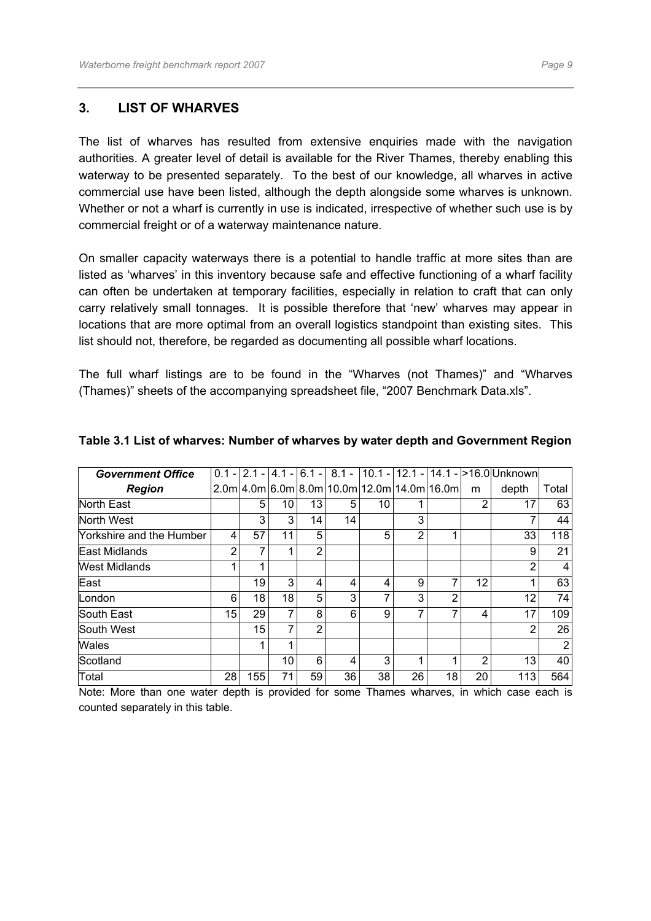## 3. LIST OF WHARVES

The list of wharves has resulted from extensive enquiries made with the navigation authorities. A greater level of detail is available for the River Thames, thereby enabling this waterway to be presented separately. To the best of our knowledge, all wharves in active commercial use have been listed, although the depth alongside some wharves is unknown. Whether or not a wharf is currently in use is indicated, irrespective of whether such use is by commercial freight or of a waterway maintenance nature.

On smaller capacity waterways there is a potential to handle traffic at more sites than are listed as 'wharves' in this inventory because safe and effective functioning of a wharf facility can often be undertaken at temporary facilities, especially in relation to craft that can only carry relatively small tonnages. It is possible therefore that 'new' wharves may appear in locations that are more optimal from an overall logistics standpoint than existing sites. This list should not, therefore, be regarded as documenting all possible wharf locations.

The full wharf listings are to be found in the "Wharves (not Thames)" and "Wharves (Thames)" sheets of the accompanying spreadsheet file, "2007 Benchmark Data.xls".

**Table 3.1 List of wharves: Number of wharves by water depth and Government Region**

| *Government Office Region* | 0.1 - 2.0m | 2.1 - 4.0m | 4.1 - 6.0m | 6.1 - 8.0m | 8.1 - 10.0m | 10.1 - 12.0m | 12.1 - 14.0m | 14.1 - 16.0m | >16.0 m | Unknown depth | Total |
|---|---|---|---|---|---|---|---|---|---|---|---|
| North East | | 5 | 10 | 13 | 5 | 10 | 1 | | 2 | 17 | 63 |
| North West | | 3 | 3 | 14 | 14 | | 3 | | | 7 | 44 |
| Yorkshire and the Humber | 4 | 57 | 11 | 5 | | 5 | 2 | 1 | | 33 | 118 |
| East Midlands | 2 | 7 | 1 | 2 | | | | | | 9 | 21 |
| West Midlands | 1 | 1 | | | | | | | | 2 | 4 |
| East | | 19 | 3 | 4 | 4 | 4 | 9 | 7 | 12 | 1 | 63 |
| London | 6 | 18 | 18 | 5 | 3 | 7 | 3 | 2 | | 12 | 74 |
| South East | 15 | 29 | 7 | 8 | 6 | 9 | 7 | 7 | 4 | 17 | 109 |
| South West | | 15 | 7 | 2 | | | | | | 2 | 26 |
| Wales | | 1 | 1 | | | | | | | | 2 |
| Scotland | | | 10 | 6 | 4 | 3 | 1 | 1 | 2 | 13 | 40 |
| Total | 28 | 155 | 71 | 59 | 36 | 38 | 26 | 18 | 20 | 113 | 564 |

Note: More than one water depth is provided for some Thames wharves, in which case each is counted separately in this table.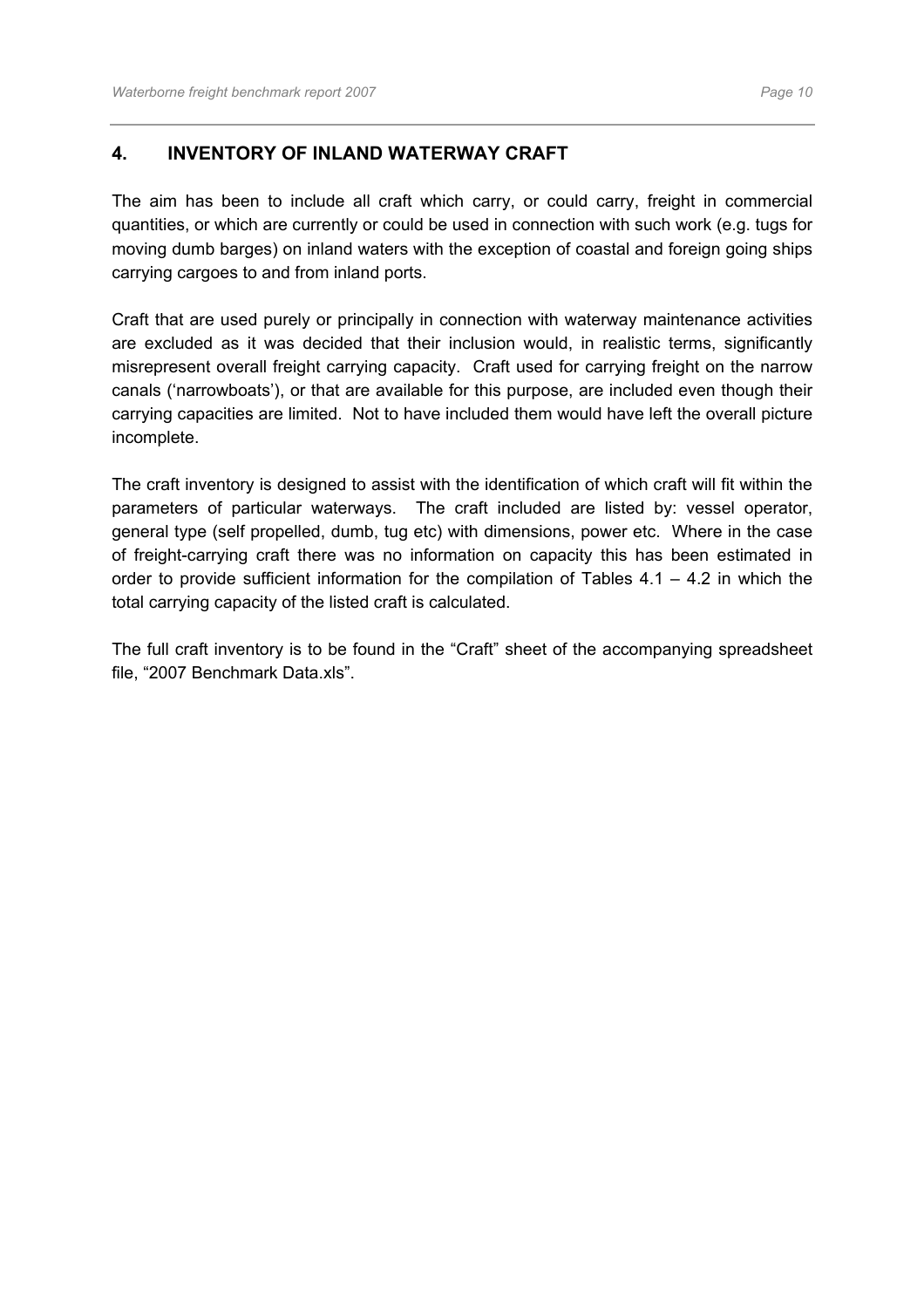## 4. INVENTORY OF INLAND WATERWAY CRAFT

The aim has been to include all craft which carry, or could carry, freight in commercial quantities, or which are currently or could be used in connection with such work (e.g. tugs for moving dumb barges) on inland waters with the exception of coastal and foreign going ships carrying cargoes to and from inland ports.

Craft that are used purely or principally in connection with waterway maintenance activities are excluded as it was decided that their inclusion would, in realistic terms, significantly misrepresent overall freight carrying capacity. Craft used for carrying freight on the narrow canals ('narrowboats'), or that are available for this purpose, are included even though their carrying capacities are limited. Not to have included them would have left the overall picture incomplete.

The craft inventory is designed to assist with the identification of which craft will fit within the parameters of particular waterways. The craft included are listed by: vessel operator, general type (self propelled, dumb, tug etc) with dimensions, power etc. Where in the case of freight-carrying craft there was no information on capacity this has been estimated in order to provide sufficient information for the compilation of Tables 4.1 – 4.2 in which the total carrying capacity of the listed craft is calculated.

The full craft inventory is to be found in the "Craft" sheet of the accompanying spreadsheet file, "2007 Benchmark Data.xls".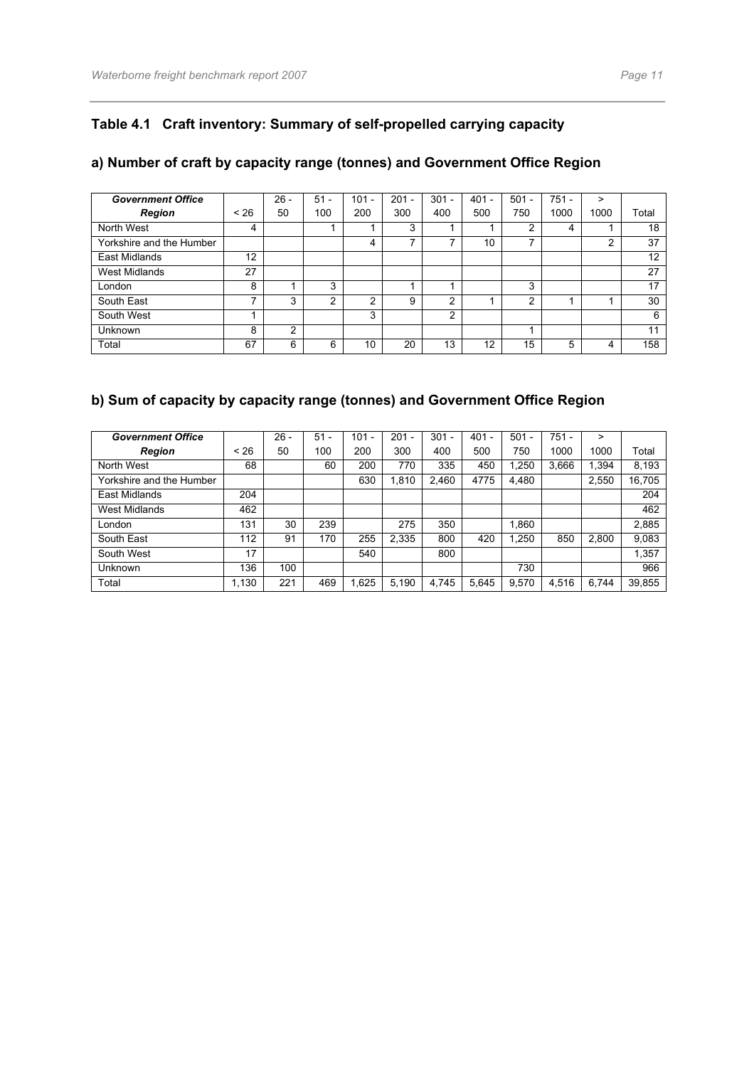## Table 4.1 Craft inventory: Summary of self-propelled carrying capacity

### a) Number of craft by capacity range (tonnes) and Government Office Region

| ***Government Office Region*** | < 26 | 26 - 50 | 51 - 100 | 101 - 200 | 201 - 300 | 301 - 400 | 401 - 500 | 501 - 750 | 751 - 1000 | > 1000 | Total |
|---|---|---|---|---|---|---|---|---|---|---|---|
| North West | 4 | | 1 | 1 | 3 | 1 | 1 | 2 | 4 | 1 | 18 |
| Yorkshire and the Humber | | | | 4 | 7 | 7 | 10 | 7 | | 2 | 37 |
| East Midlands | 12 | | | | | | | | | | 12 |
| West Midlands | 27 | | | | | | | | | | 27 |
| London | 8 | 1 | 3 | | 1 | 1 | | 3 | | | 17 |
| South East | 7 | 3 | 2 | 2 | 9 | 2 | 1 | 2 | 1 | 1 | 30 |
| South West | 1 | | | 3 | | 2 | | | | | 6 |
| Unknown | 8 | 2 | | | | | | 1 | | | 11 |
| Total | 67 | 6 | 6 | 10 | 20 | 13 | 12 | 15 | 5 | 4 | 158 |

### b) Sum of capacity by capacity range (tonnes) and Government Office Region

| ***Government Office Region*** | < 26 | 26 - 50 | 51 - 100 | 101 - 200 | 201 - 300 | 301 - 400 | 401 - 500 | 501 - 750 | 751 - 1000 | > 1000 | Total |
|---|---|---|---|---|---|---|---|---|---|---|---|
| North West | 68 | | 60 | 200 | 770 | 335 | 450 | 1,250 | 3,666 | 1,394 | 8,193 |
| Yorkshire and the Humber | | | | 630 | 1,810 | 2,460 | 4775 | 4,480 | | 2,550 | 16,705 |
| East Midlands | 204 | | | | | | | | | | 204 |
| West Midlands | 462 | | | | | | | | | | 462 |
| London | 131 | 30 | 239 | | 275 | 350 | | 1,860 | | | 2,885 |
| South East | 112 | 91 | 170 | 255 | 2,335 | 800 | 420 | 1,250 | 850 | 2,800 | 9,083 |
| South West | 17 | | | 540 | | 800 | | | | | 1,357 |
| Unknown | 136 | 100 | | | | | | 730 | | | 966 |
| Total | 1,130 | 221 | 469 | 1,625 | 5,190 | 4,745 | 5,645 | 9,570 | 4,516 | 6,744 | 39,855 |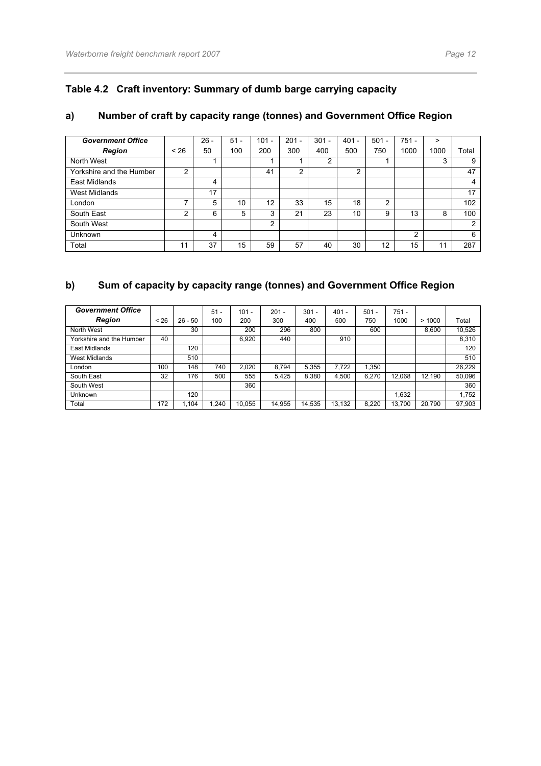## Table 4.2 Craft inventory: Summary of dumb barge carrying capacity

### a) Number of craft by capacity range (tonnes) and Government Office Region

| *Government Office Region* | < 26 | 26 - 50 | 51 - 100 | 101 - 200 | 201 - 300 | 301 - 400 | 401 - 500 | 501 - 750 | 751 - 1000 | > 1000 | Total |
|---|---|---|---|---|---|---|---|---|---|---|---|
| North West | | 1 | | 1 | 1 | 2 | | 1 | | 3 | 9 |
| Yorkshire and the Humber | 2 | | | 41 | 2 | | 2 | | | | 47 |
| East Midlands | | 4 | | | | | | | | | 4 |
| West Midlands | | 17 | | | | | | | | | 17 |
| London | 7 | 5 | 10 | 12 | 33 | 15 | 18 | 2 | | | 102 |
| South East | 2 | 6 | 5 | 3 | 21 | 23 | 10 | 9 | 13 | 8 | 100 |
| South West | | | | 2 | | | | | | | 2 |
| Unknown | | 4 | | | | | | | 2 | | 6 |
| Total | 11 | 37 | 15 | 59 | 57 | 40 | 30 | 12 | 15 | 11 | 287 |

### b) Sum of capacity by capacity range (tonnes) and Government Office Region

| *Government Office Region* | < 26 | 26 - 50 | 51 - 100 | 101 - 200 | 201 - 300 | 301 - 400 | 401 - 500 | 501 - 750 | 751 - 1000 | > 1000 | Total |
|---|---|---|---|---|---|---|---|---|---|---|---|
| North West | | 30 | | 200 | 296 | 800 | | 600 | | 8,600 | 10,526 |
| Yorkshire and the Humber | 40 | | | 6,920 | 440 | | 910 | | | | 8,310 |
| East Midlands | | 120 | | | | | | | | | 120 |
| West Midlands | | 510 | | | | | | | | | 510 |
| London | 100 | 148 | 740 | 2,020 | 8,794 | 5,355 | 7,722 | 1,350 | | | 26,229 |
| South East | 32 | 176 | 500 | 555 | 5,425 | 8,380 | 4,500 | 6,270 | 12,068 | 12,190 | 50,096 |
| South West | | | | 360 | | | | | | | 360 |
| Unknown | | 120 | | | | | | | 1,632 | | 1,752 |
| Total | 172 | 1,104 | 1,240 | 10,055 | 14,955 | 14,535 | 13,132 | 8,220 | 13,700 | 20,790 | 97,903 |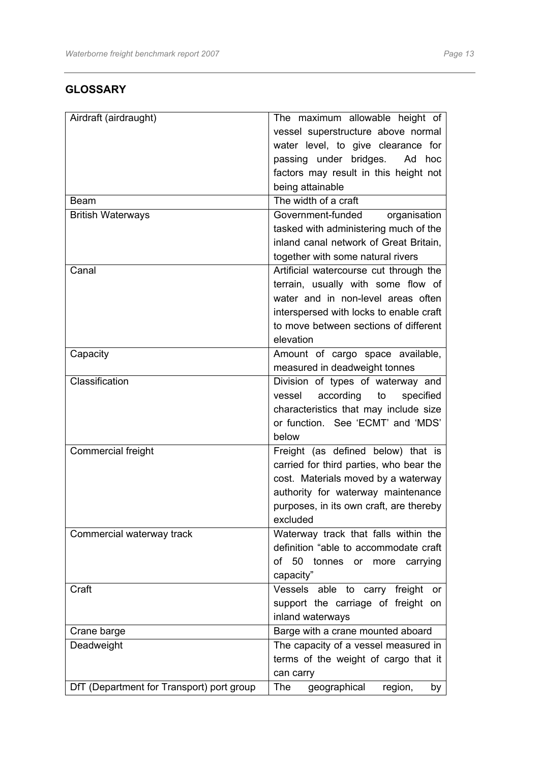## GLOSSARY

| | |
|---|---|
| Airdraft (airdraught) | The maximum allowable height of vessel superstructure above normal water level, to give clearance for passing under bridges. Ad hoc factors may result in this height not being attainable |
| Beam | The width of a craft |
| British Waterways | Government-funded organisation tasked with administering much of the inland canal network of Great Britain, together with some natural rivers |
| Canal | Artificial watercourse cut through the terrain, usually with some flow of water and in non-level areas often interspersed with locks to enable craft to move between sections of different elevation |
| Capacity | Amount of cargo space available, measured in deadweight tonnes |
| Classification | Division of types of waterway and vessel according to specified characteristics that may include size or function. See 'ECMT' and 'MDS' below |
| Commercial freight | Freight (as defined below) that is carried for third parties, who bear the cost. Materials moved by a waterway authority for waterway maintenance purposes, in its own craft, are thereby excluded |
| Commercial waterway track | Waterway track that falls within the definition "able to accommodate craft of 50 tonnes or more carrying capacity" |
| Craft | Vessels able to carry freight or support the carriage of freight on inland waterways |
| Crane barge | Barge with a crane mounted aboard |
| Deadweight | The capacity of a vessel measured in terms of the weight of cargo that it can carry |
| DfT (Department for Transport) port group | The geographical region, by |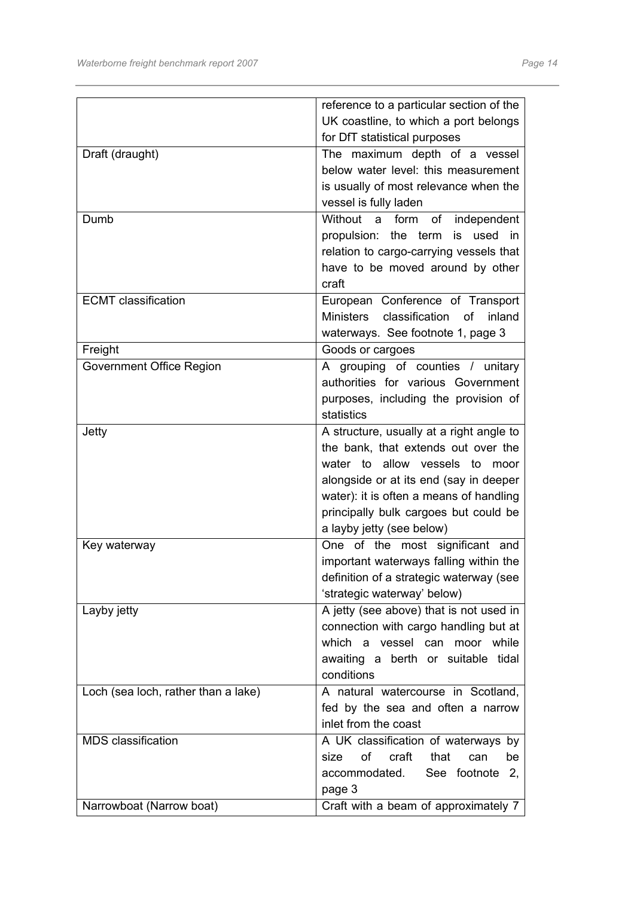| | |
|---|---|
| | reference to a particular section of the UK coastline, to which a port belongs for DfT statistical purposes |
| Draft (draught) | The maximum depth of a vessel below water level: this measurement is usually of most relevance when the vessel is fully laden |
| Dumb | Without a form of independent propulsion: the term is used in relation to cargo-carrying vessels that have to be moved around by other craft |
| ECMT classification | European Conference of Transport Ministers classification of inland waterways. See footnote 1, page 3 |
| Freight | Goods or cargoes |
| Government Office Region | A grouping of counties / unitary authorities for various Government purposes, including the provision of statistics |
| Jetty | A structure, usually at a right angle to the bank, that extends out over the water to allow vessels to moor alongside or at its end (say in deeper water): it is often a means of handling principally bulk cargoes but could be a layby jetty (see below) |
| Key waterway | One of the most significant and important waterways falling within the definition of a strategic waterway (see 'strategic waterway' below) |
| Layby jetty | A jetty (see above) that is not used in connection with cargo handling but at which a vessel can moor while awaiting a berth or suitable tidal conditions |
| Loch (sea loch, rather than a lake) | A natural watercourse in Scotland, fed by the sea and often a narrow inlet from the coast |
| MDS classification | A UK classification of waterways by size of craft that can be accommodated. See footnote 2, page 3 |
| Narrowboat (Narrow boat) | Craft with a beam of approximately 7 |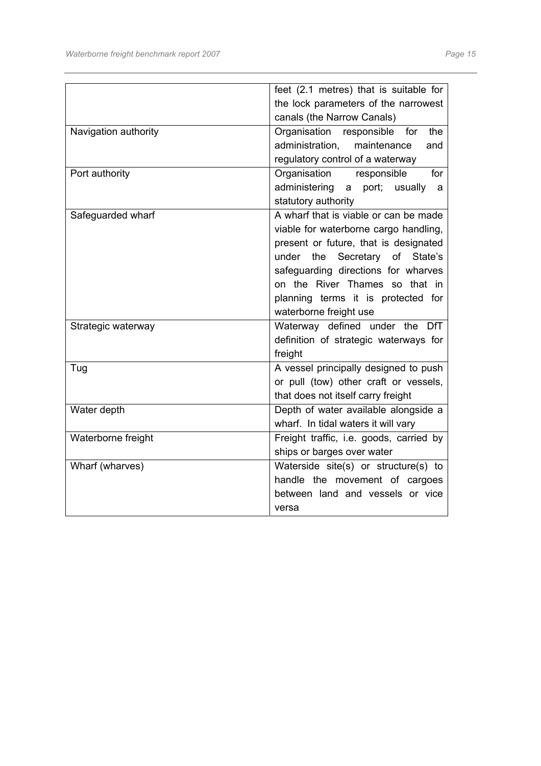| | |
|---|---|
| | feet (2.1 metres) that is suitable for the lock parameters of the narrowest canals (the Narrow Canals) |
| Navigation authority | Organisation responsible for the administration, maintenance and regulatory control of a waterway |
| Port authority | Organisation responsible for administering a port; usually a statutory authority |
| Safeguarded wharf | A wharf that is viable or can be made viable for waterborne cargo handling, present or future, that is designated under the Secretary of State's safeguarding directions for wharves on the River Thames so that in planning terms it is protected for waterborne freight use |
| Strategic waterway | Waterway defined under the DfT definition of strategic waterways for freight |
| Tug | A vessel principally designed to push or pull (tow) other craft or vessels, that does not itself carry freight |
| Water depth | Depth of water available alongside a wharf. In tidal waters it will vary |
| Waterborne freight | Freight traffic, i.e. goods, carried by ships or barges over water |
| Wharf (wharves) | Waterside site(s) or structure(s) to handle the movement of cargoes between land and vessels or vice versa |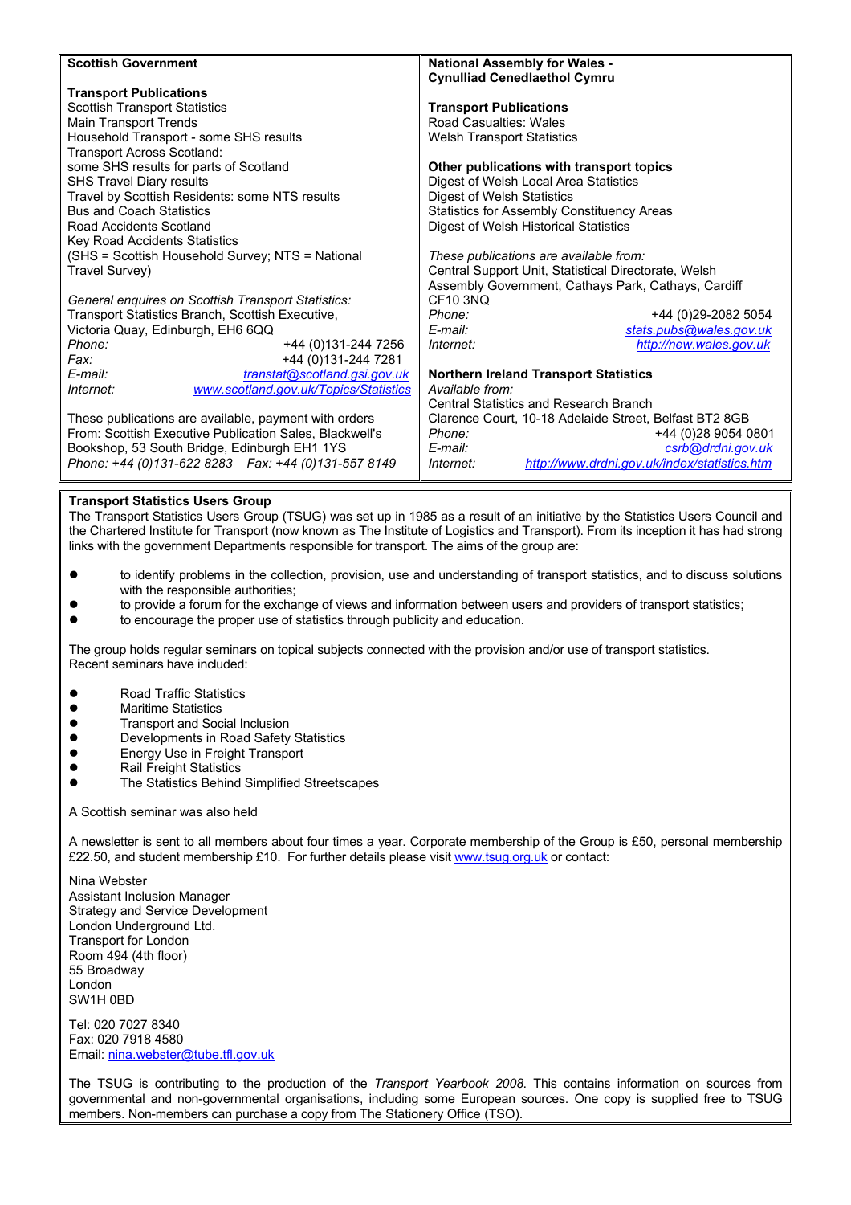**Scottish Government**

**Transport Publications**

Scottish Transport Statistics
Main Transport Trends
Household Transport - some SHS results
Transport Across Scotland:
some SHS results for parts of Scotland
SHS Travel Diary results
Travel by Scottish Residents: some NTS results
Bus and Coach Statistics
Road Accidents Scotland
Key Road Accidents Statistics
(SHS = Scottish Household Survey; NTS = National Travel Survey)

*General enquires on Scottish Transport Statistics:*
Transport Statistics Branch, Scottish Executive,
Victoria Quay, Edinburgh, EH6 6QQ
*Phone:* +44 (0)131-244 7256
*Fax:* +44 (0)131-244 7281
*E-mail:* transtat@scotland.gsi.gov.uk
*Internet:* www.scotland.gov.uk/Topics/Statistics

These publications are available, payment with orders From: Scottish Executive Publication Sales, Blackwell's Bookshop, 53 South Bridge, Edinburgh EH1 1YS
*Phone: +44 (0)131-622 8283 Fax: +44 (0)131-557 8149*

**National Assembly for Wales - Cynulliad Cenedlaethol Cymru**

**Transport Publications**

Road Casualties: Wales
Welsh Transport Statistics

**Other publications with transport topics**

Digest of Welsh Local Area Statistics
Digest of Welsh Statistics
Statistics for Assembly Constituency Areas
Digest of Welsh Historical Statistics

*These publications are available from:*
Central Support Unit, Statistical Directorate, Welsh Assembly Government, Cathays Park, Cathays, Cardiff CF10 3NQ
*Phone:* +44 (0)29-2082 5054
*E-mail:* stats.pubs@wales.gov.uk
*Internet:* http://new.wales.gov.uk

**Northern Ireland Transport Statistics**

*Available from:*
Central Statistics and Research Branch
Clarence Court, 10-18 Adelaide Street, Belfast BT2 8GB
*Phone:* +44 (0)28 9054 0801
*E-mail:* csrb@drdni.gov.uk
*Internet:* http://www.drdni.gov.uk/index/statistics.htm

**Transport Statistics Users Group**

The Transport Statistics Users Group (TSUG) was set up in 1985 as a result of an initiative by the Statistics Users Council and the Chartered Institute for Transport (now known as The Institute of Logistics and Transport). From its inception it has had strong links with the government Departments responsible for transport. The aims of the group are:

- to identify problems in the collection, provision, use and understanding of transport statistics, and to discuss solutions with the responsible authorities;
- to provide a forum for the exchange of views and information between users and providers of transport statistics;
- to encourage the proper use of statistics through publicity and education.

The group holds regular seminars on topical subjects connected with the provision and/or use of transport statistics. Recent seminars have included:

- Road Traffic Statistics
- Maritime Statistics
- Transport and Social Inclusion
- Developments in Road Safety Statistics
- Energy Use in Freight Transport
- Rail Freight Statistics
- The Statistics Behind Simplified Streetscapes

A Scottish seminar was also held

A newsletter is sent to all members about four times a year. Corporate membership of the Group is £50, personal membership £22.50, and student membership £10. For further details please visit www.tsug.org.uk or contact:

Nina Webster
Assistant Inclusion Manager
Strategy and Service Development
London Underground Ltd.
Transport for London
Room 494 (4th floor)
55 Broadway
London
SW1H 0BD

Tel: 020 7027 8340
Fax: 020 7918 4580
Email: nina.webster@tube.tfl.gov.uk

The TSUG is contributing to the production of the *Transport Yearbook 2008*. This contains information on sources from governmental and non-governmental organisations, including some European sources. One copy is supplied free to TSUG members. Non-members can purchase a copy from The Stationery Office (TSO).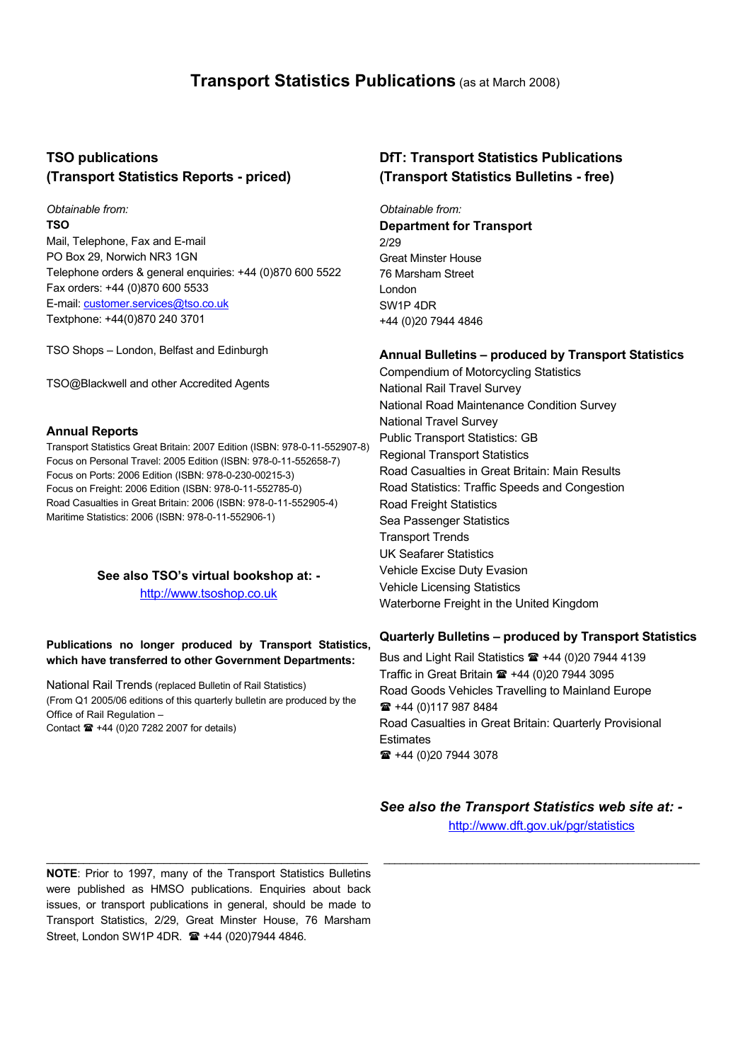# Transport Statistics Publications (as at March 2008)

## TSO publications (Transport Statistics Reports - priced)

*Obtainable from:*

**TSO**
Mail, Telephone, Fax and E-mail
PO Box 29, Norwich NR3 1GN
Telephone orders & general enquiries: +44 (0)870 600 5522
Fax orders: +44 (0)870 600 5533
E-mail: customer.services@tso.co.uk
Textphone: +44(0)870 240 3701

TSO Shops – London, Belfast and Edinburgh

TSO@Blackwell and other Accredited Agents

### Annual Reports

Transport Statistics Great Britain: 2007 Edition (ISBN: 978-0-11-552907-8)
Focus on Personal Travel: 2005 Edition (ISBN: 978-0-11-552658-7)
Focus on Ports: 2006 Edition (ISBN: 978-0-230-00215-3)
Focus on Freight: 2006 Edition (ISBN: 978-0-11-552785-0)
Road Casualties in Great Britain: 2006 (ISBN: 978-0-11-552905-4)
Maritime Statistics: 2006 (ISBN: 978-0-11-552906-1)

**See also TSO's virtual bookshop at: -**
http://www.tsoshop.co.uk

**Publications no longer produced by Transport Statistics, which have transferred to other Government Departments:**

National Rail Trends (replaced Bulletin of Rail Statistics)
(From Q1 2005/06 editions of this quarterly bulletin are produced by the Office of Rail Regulation –
Contact ☎ +44 (0)20 7282 2007 for details)

## DfT: Transport Statistics Publications (Transport Statistics Bulletins - free)

*Obtainable from:*

**Department for Transport**
2/29
Great Minster House
76 Marsham Street
London
SW1P 4DR
+44 (0)20 7944 4846

### Annual Bulletins – produced by Transport Statistics

Compendium of Motorcycling Statistics
National Rail Travel Survey
National Road Maintenance Condition Survey
National Travel Survey
Public Transport Statistics: GB
Regional Transport Statistics
Road Casualties in Great Britain: Main Results
Road Statistics: Traffic Speeds and Congestion
Road Freight Statistics
Sea Passenger Statistics
Transport Trends
UK Seafarer Statistics
Vehicle Excise Duty Evasion
Vehicle Licensing Statistics
Waterborne Freight in the United Kingdom

### Quarterly Bulletins – produced by Transport Statistics

Bus and Light Rail Statistics ☎ +44 (0)20 7944 4139
Traffic in Great Britain ☎ +44 (0)20 7944 3095
Road Goods Vehicles Travelling to Mainland Europe
☎ +44 (0)117 987 8484
Road Casualties in Great Britain: Quarterly Provisional Estimates
☎ +44 (0)20 7944 3078

***See also the Transport Statistics web site at: -***
http://www.dft.gov.uk/pgr/statistics

---

**NOTE**: Prior to 1997, many of the Transport Statistics Bulletins were published as HMSO publications. Enquiries about back issues, or transport publications in general, should be made to Transport Statistics, 2/29, Great Minster House, 76 Marsham Street, London SW1P 4DR. ☎ +44 (020)7944 4846.